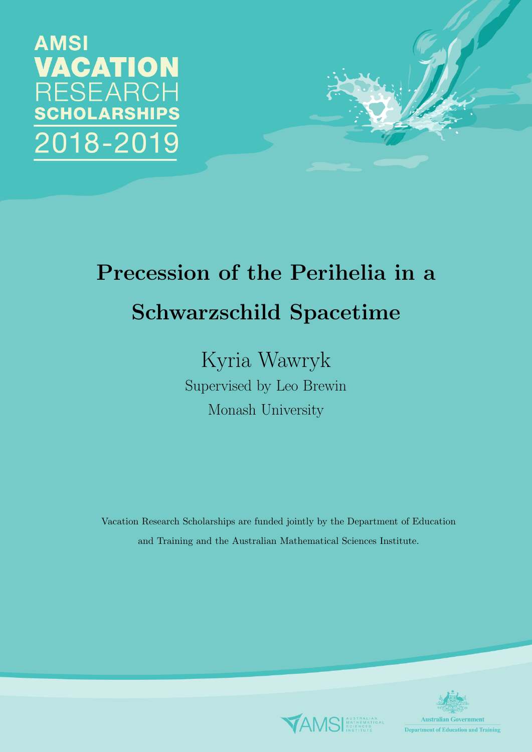AMSI
VACATION
RESEARCH
SCHOLARSHIPS
2018-2019

# Precession of the Perihelia in a Schwarzschild Spacetime

Kyria Wawryk

Supervised by Leo Brewin

Monash University

Vacation Research Scholarships are funded jointly by the Department of Education and Training and the Australian Mathematical Sciences Institute.

AMSI AUSTRALIAN MATHEMATICAL SCIENCES INSTITUTE

Australian Government
Department of Education and Training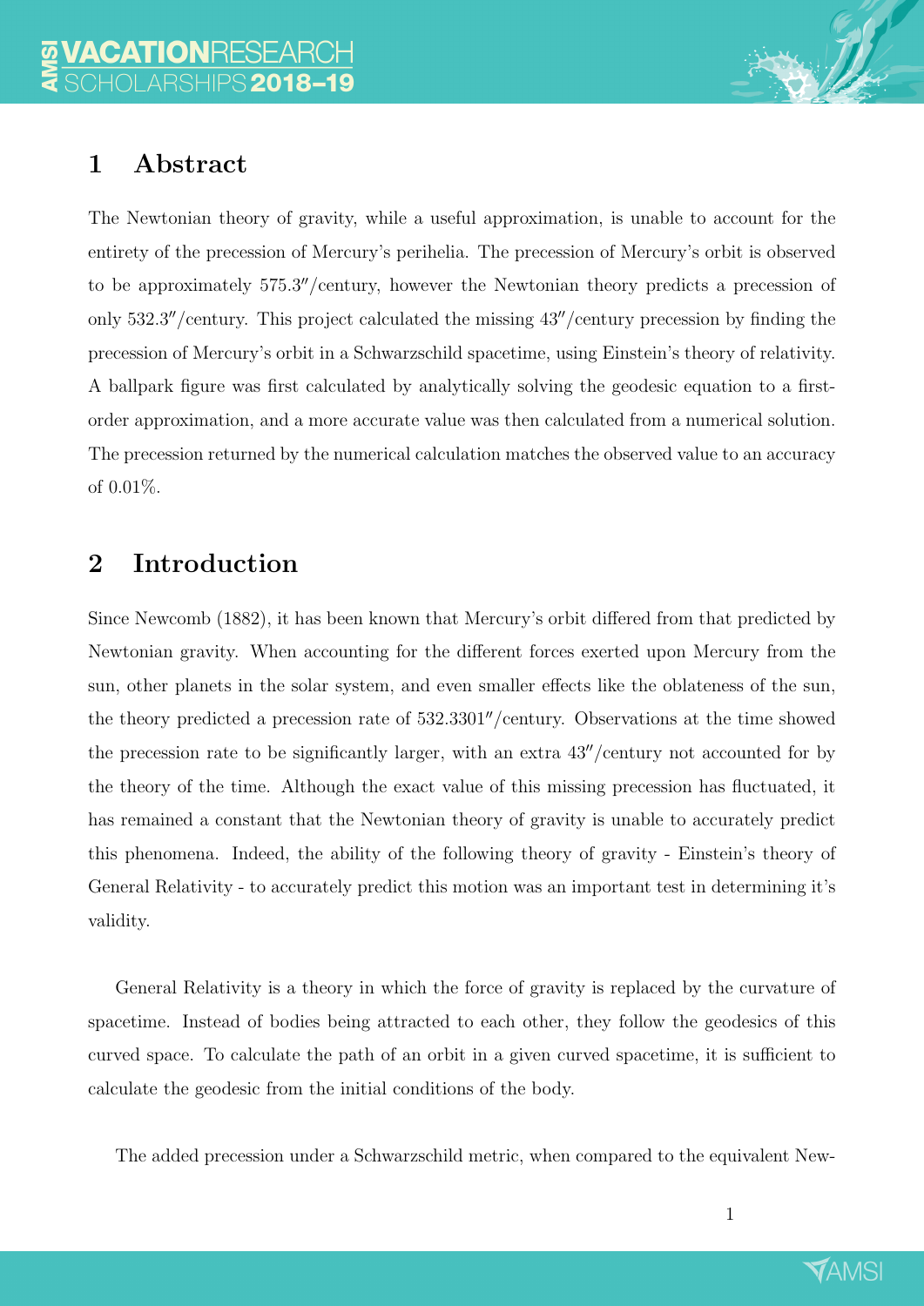## 1 Abstract

The Newtonian theory of gravity, while a useful approximation, is unable to account for the entirety of the precession of Mercury's perihelia. The precession of Mercury's orbit is observed to be approximately 575.3″/century, however the Newtonian theory predicts a precession of only 532.3″/century. This project calculated the missing 43″/century precession by finding the precession of Mercury's orbit in a Schwarzschild spacetime, using Einstein's theory of relativity. A ballpark figure was first calculated by analytically solving the geodesic equation to a first-order approximation, and a more accurate value was then calculated from a numerical solution. The precession returned by the numerical calculation matches the observed value to an accuracy of 0.01%.

## 2 Introduction

Since Newcomb (1882), it has been known that Mercury's orbit differed from that predicted by Newtonian gravity. When accounting for the different forces exerted upon Mercury from the sun, other planets in the solar system, and even smaller effects like the oblateness of the sun, the theory predicted a precession rate of 532.3301″/century. Observations at the time showed the precession rate to be significantly larger, with an extra 43″/century not accounted for by the theory of the time. Although the exact value of this missing precession has fluctuated, it has remained a constant that the Newtonian theory of gravity is unable to accurately predict this phenomena. Indeed, the ability of the following theory of gravity - Einstein's theory of General Relativity - to accurately predict this motion was an important test in determining it's validity.

General Relativity is a theory in which the force of gravity is replaced by the curvature of spacetime. Instead of bodies being attracted to each other, they follow the geodesics of this curved space. To calculate the path of an orbit in a given curved spacetime, it is sufficient to calculate the geodesic from the initial conditions of the body.

The added precession under a Schwarzschild metric, when compared to the equivalent New-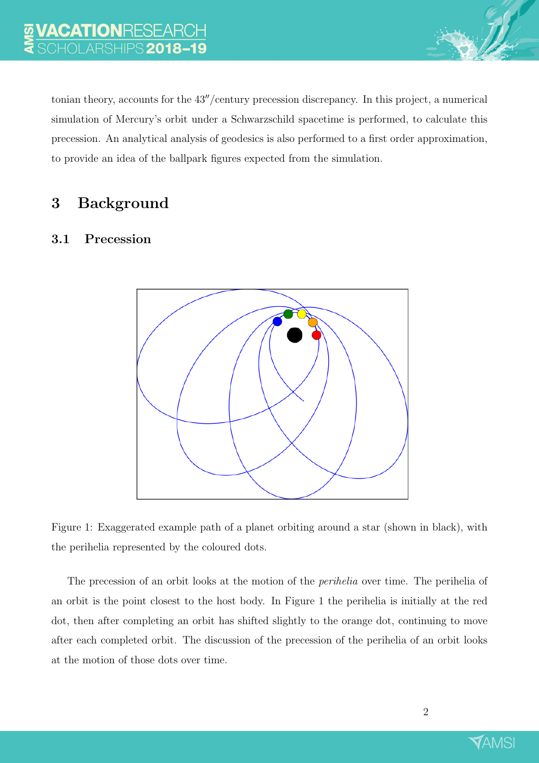tonian theory, accounts for the 43″/century precession discrepancy. In this project, a numerical simulation of Mercury's orbit under a Schwarzschild spacetime is performed, to calculate this precession. An analytical analysis of geodesics is also performed to a first order approximation, to provide an idea of the ballpark figures expected from the simulation.

# 3 Background

## 3.1 Precession

Figure 1: Exaggerated example path of a planet orbiting around a star (shown in black), with the perihelia represented by the coloured dots.

The precession of an orbit looks at the motion of the *perihelia* over time. The perihelia of an orbit is the point closest to the host body. In Figure 1 the perihelia is initially at the red dot, then after completing an orbit has shifted slightly to the orange dot, continuing to move after each completed orbit. The discussion of the precession of the perihelia of an orbit looks at the motion of those dots over time.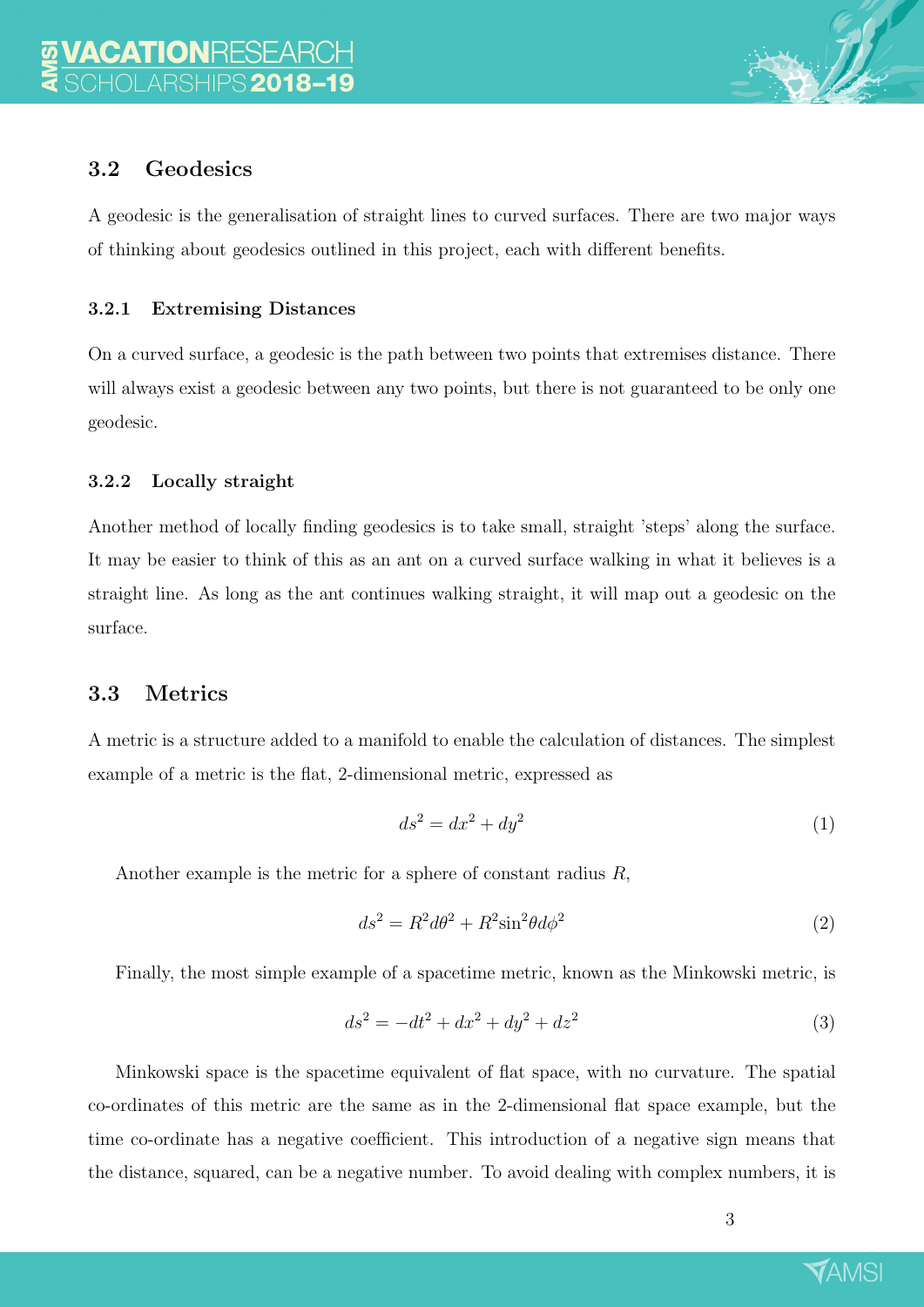### 3.2 Geodesics

A geodesic is the generalisation of straight lines to curved surfaces. There are two major ways of thinking about geodesics outlined in this project, each with different benefits.

#### 3.2.1 Extremising Distances

On a curved surface, a geodesic is the path between two points that extremises distance. There will always exist a geodesic between any two points, but there is not guaranteed to be only one geodesic.

#### 3.2.2 Locally straight

Another method of locally finding geodesics is to take small, straight 'steps' along the surface. It may be easier to think of this as an ant on a curved surface walking in what it believes is a straight line. As long as the ant continues walking straight, it will map out a geodesic on the surface.

### 3.3 Metrics

A metric is a structure added to a manifold to enable the calculation of distances. The simplest example of a metric is the flat, 2-dimensional metric, expressed as

$$ds^2 = dx^2 + dy^2 \tag{1}$$

Another example is the metric for a sphere of constant radius $R$,

$$ds^2 = R^2 d\theta^2 + R^2 \sin^2\theta d\phi^2 \tag{2}$$

Finally, the most simple example of a spacetime metric, known as the Minkowski metric, is

$$ds^2 = -dt^2 + dx^2 + dy^2 + dz^2 \tag{3}$$

Minkowski space is the spacetime equivalent of flat space, with no curvature. The spatial co-ordinates of this metric are the same as in the 2-dimensional flat space example, but the time co-ordinate has a negative coefficient. This introduction of a negative sign means that the distance, squared, can be a negative number. To avoid dealing with complex numbers, it is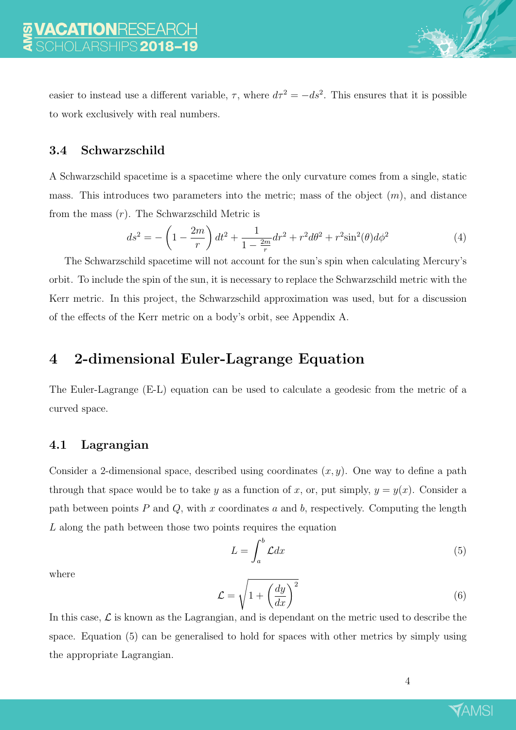easier to instead use a different variable, $\tau$, where $d\tau^2 = -ds^2$. This ensures that it is possible to work exclusively with real numbers.

### 3.4 Schwarzschild

A Schwarzschild spacetime is a spacetime where the only curvature comes from a single, static mass. This introduces two parameters into the metric; mass of the object ($m$), and distance from the mass ($r$). The Schwarzschild Metric is

$$ds^2 = -\left(1 - \frac{2m}{r}\right) dt^2 + \frac{1}{1 - \frac{2m}{r}} dr^2 + r^2 d\theta^2 + r^2 \sin^2(\theta) d\phi^2 \tag{4}$$

The Schwarzschild spacetime will not account for the sun's spin when calculating Mercury's orbit. To include the spin of the sun, it is necessary to replace the Schwarzschild metric with the Kerr metric. In this project, the Schwarzschild approximation was used, but for a discussion of the effects of the Kerr metric on a body's orbit, see Appendix A.

## 4 2-dimensional Euler-Lagrange Equation

The Euler-Lagrange (E-L) equation can be used to calculate a geodesic from the metric of a curved space.

### 4.1 Lagrangian

Consider a 2-dimensional space, described using coordinates $(x, y)$. One way to define a path through that space would be to take $y$ as a function of $x$, or, put simply, $y = y(x)$. Consider a path between points $P$ and $Q$, with $x$ coordinates $a$ and $b$, respectively. Computing the length $L$ along the path between those two points requires the equation

$$L = \int_a^b \mathcal{L} dx \tag{5}$$

where

$$\mathcal{L} = \sqrt{1 + \left(\frac{dy}{dx}\right)^2} \tag{6}$$

In this case, $\mathcal{L}$ is known as the Lagrangian, and is dependant on the metric used to describe the space. Equation (5) can be generalised to hold for spaces with other metrics by simply using the appropriate Lagrangian.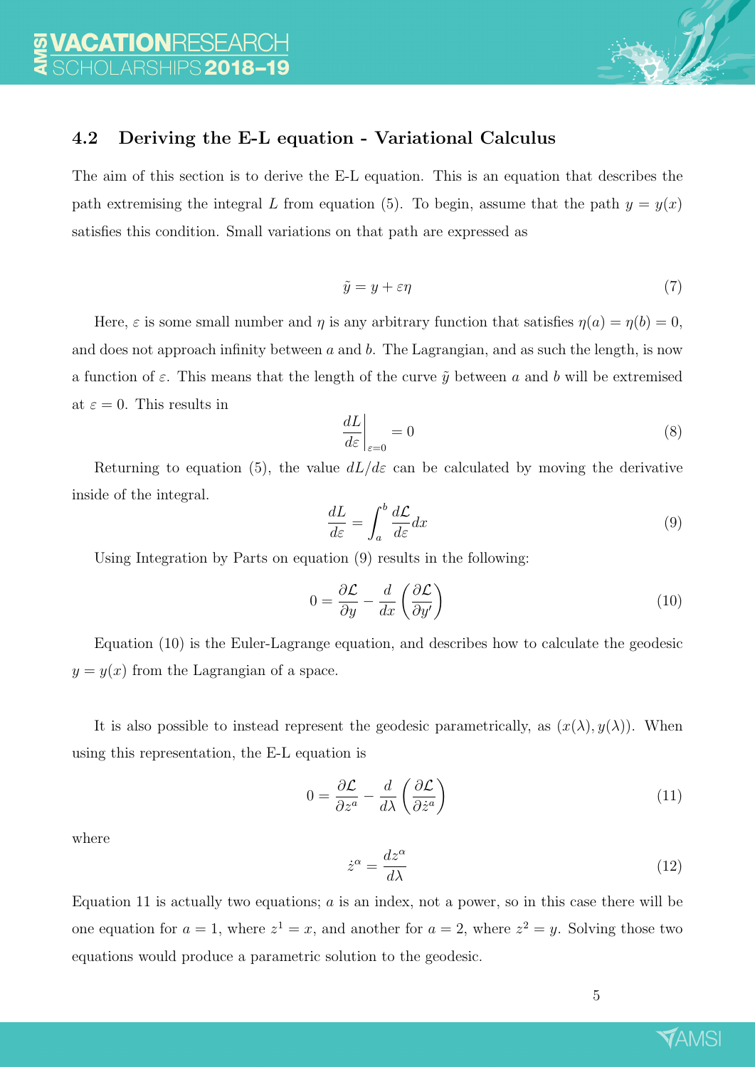### 4.2 Deriving the E-L equation - Variational Calculus

The aim of this section is to derive the E-L equation. This is an equation that describes the path extremising the integral $L$ from equation (5). To begin, assume that the path $y = y(x)$ satisfies this condition. Small variations on that path are expressed as

$$\tilde{y} = y + \varepsilon\eta \tag{7}$$

Here, $\varepsilon$ is some small number and $\eta$ is any arbitrary function that satisfies $\eta(a) = \eta(b) = 0$, and does not approach infinity between $a$ and $b$. The Lagrangian, and as such the length, is now a function of $\varepsilon$. This means that the length of the curve $\tilde{y}$ between $a$ and $b$ will be extremised at $\varepsilon = 0$. This results in

$$\left.\frac{dL}{d\varepsilon}\right|_{\varepsilon=0} = 0 \tag{8}$$

Returning to equation (5), the value $dL/d\varepsilon$ can be calculated by moving the derivative inside of the integral.

$$\frac{dL}{d\varepsilon} = \int_a^b \frac{d\mathcal{L}}{d\varepsilon} dx \tag{9}$$

Using Integration by Parts on equation (9) results in the following:

$$0 = \frac{\partial \mathcal{L}}{\partial y} - \frac{d}{dx}\left(\frac{\partial \mathcal{L}}{\partial y'}\right) \tag{10}$$

Equation (10) is the Euler-Lagrange equation, and describes how to calculate the geodesic $y = y(x)$ from the Lagrangian of a space.

It is also possible to instead represent the geodesic parametrically, as $(x(\lambda), y(\lambda))$. When using this representation, the E-L equation is

$$0 = \frac{\partial \mathcal{L}}{\partial z^a} - \frac{d}{d\lambda}\left(\frac{\partial \mathcal{L}}{\partial \dot{z}^a}\right) \tag{11}$$

where

$$\dot{z}^\alpha = \frac{dz^\alpha}{d\lambda} \tag{12}$$

Equation 11 is actually two equations; $a$ is an index, not a power, so in this case there will be one equation for $a = 1$, where $z^1 = x$, and another for $a = 2$, where $z^2 = y$. Solving those two equations would produce a parametric solution to the geodesic.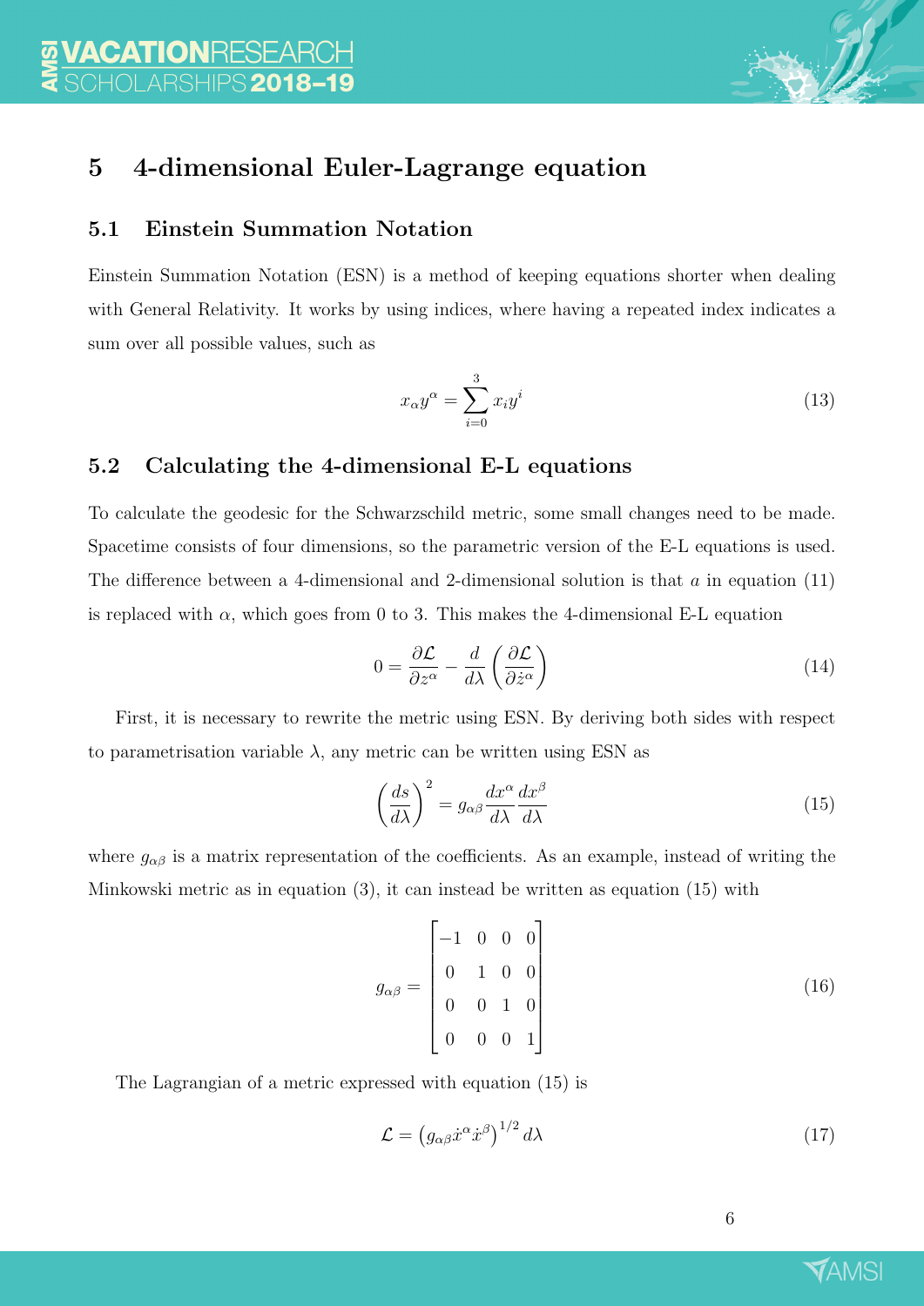# 5 4-dimensional Euler-Lagrange equation

## 5.1 Einstein Summation Notation

Einstein Summation Notation (ESN) is a method of keeping equations shorter when dealing with General Relativity. It works by using indices, where having a repeated index indicates a sum over all possible values, such as

$$x_\alpha y^\alpha = \sum_{i=0}^{3} x_i y^i \tag{13}$$

## 5.2 Calculating the 4-dimensional E-L equations

To calculate the geodesic for the Schwarzschild metric, some small changes need to be made. Spacetime consists of four dimensions, so the parametric version of the E-L equations is used. The difference between a 4-dimensional and 2-dimensional solution is that $a$ in equation (11) is replaced with $\alpha$, which goes from 0 to 3. This makes the 4-dimensional E-L equation

$$0 = \frac{\partial \mathcal{L}}{\partial z^\alpha} - \frac{d}{d\lambda}\left(\frac{\partial \mathcal{L}}{\partial \dot{z}^\alpha}\right) \tag{14}$$

First, it is necessary to rewrite the metric using ESN. By deriving both sides with respect to parametrisation variable $\lambda$, any metric can be written using ESN as

$$\left(\frac{ds}{d\lambda}\right)^2 = g_{\alpha\beta}\frac{dx^\alpha}{d\lambda}\frac{dx^\beta}{d\lambda} \tag{15}$$

where $g_{\alpha\beta}$ is a matrix representation of the coefficients. As an example, instead of writing the Minkowski metric as in equation (3), it can instead be written as equation (15) with

$$g_{\alpha\beta} = \begin{bmatrix} -1 & 0 & 0 & 0 \\ 0 & 1 & 0 & 0 \\ 0 & 0 & 1 & 0 \\ 0 & 0 & 0 & 1 \end{bmatrix} \tag{16}$$

The Lagrangian of a metric expressed with equation (15) is

$$\mathcal{L} = \left(g_{\alpha\beta}\dot{x}^\alpha \dot{x}^\beta\right)^{1/2} d\lambda \tag{17}$$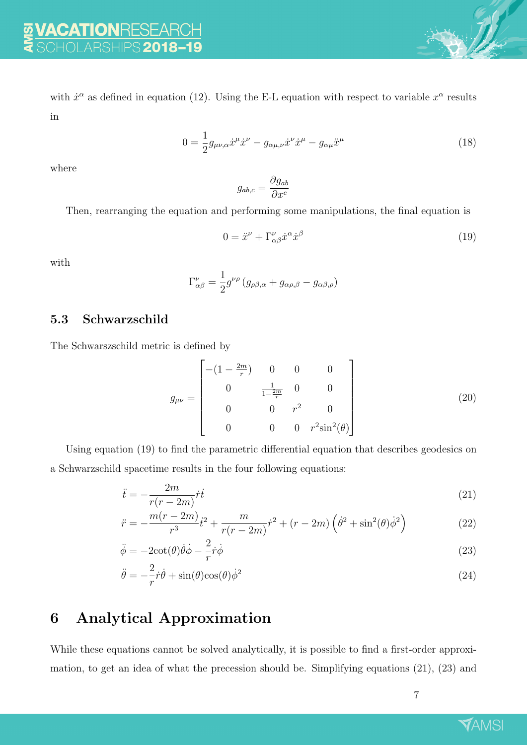with $\dot{x}^\alpha$ as defined in equation (12). Using the E-L equation with respect to variable $x^\alpha$ results in

$$0 = \frac{1}{2} g_{\mu\nu,\alpha} \dot{x}^\mu \dot{x}^\nu - g_{\alpha\mu,\nu} \dot{x}^\nu \dot{x}^\mu - g_{\alpha\mu} \ddot{x}^\mu \tag{18}$$

where

$$g_{ab,c} = \frac{\partial g_{ab}}{\partial x^c}$$

Then, rearranging the equation and performing some manipulations, the final equation is

$$0 = \ddot{x}^\nu + \Gamma^\nu_{\alpha\beta} \dot{x}^\alpha \dot{x}^\beta \tag{19}$$

with

$$\Gamma^\nu_{\alpha\beta} = \frac{1}{2} g^{\nu\rho} \left( g_{\rho\beta,\alpha} + g_{\alpha\rho,\beta} - g_{\alpha\beta,\rho} \right)$$

### 5.3 Schwarzschild

The Schwarszschild metric is defined by

$$g_{\mu\nu} = \begin{bmatrix} -(1-\frac{2m}{r}) & 0 & 0 & 0 \\ 0 & \frac{1}{1-\frac{2m}{r}} & 0 & 0 \\ 0 & 0 & r^2 & 0 \\ 0 & 0 & 0 & r^2 \sin^2(\theta) \end{bmatrix} \tag{20}$$

Using equation (19) to find the parametric differential equation that describes geodesics on a Schwarzschild spacetime results in the four following equations:

$$\ddot{t} = -\frac{2m}{r(r-2m)} \dot{r} \dot{t} \tag{21}$$

$$\ddot{r} = -\frac{m(r-2m)}{r^3} \dot{t}^2 + \frac{m}{r(r-2m)} \dot{r}^2 + (r-2m) \left( \dot{\theta}^2 + \sin^2(\theta) \dot{\phi}^2 \right) \tag{22}$$

$$\ddot{\phi} = -2\cot(\theta) \dot{\theta} \dot{\phi} - \frac{2}{r} \dot{r} \dot{\phi} \tag{23}$$

$$\ddot{\theta} = -\frac{2}{r} \dot{r} \dot{\theta} + \sin(\theta)\cos(\theta) \dot{\phi}^2 \tag{24}$$

## 6 Analytical Approximation

While these equations cannot be solved analytically, it is possible to find a first-order approximation, to get an idea of what the precession should be. Simplifying equations (21), (23) and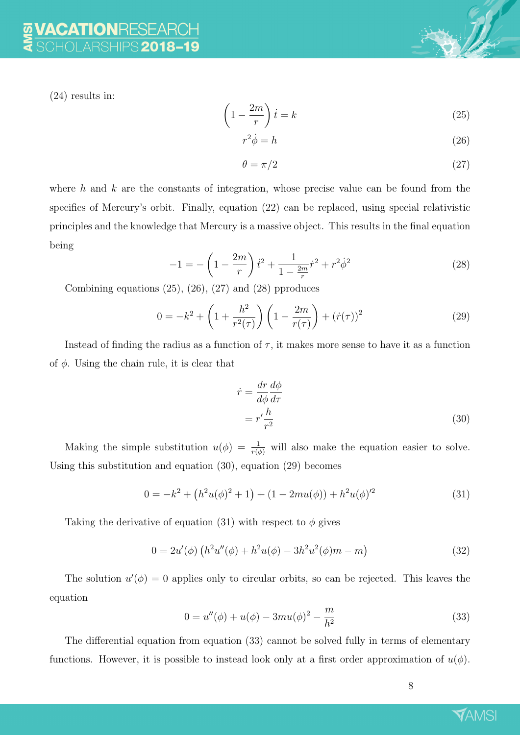(24) results in:

$$\left(1 - \frac{2m}{r}\right)\dot{t} = k \tag{25}$$

$$r^2\dot{\phi} = h \tag{26}$$

$$\theta = \pi/2 \tag{27}$$

where $h$ and $k$ are the constants of integration, whose precise value can be found from the specifics of Mercury's orbit. Finally, equation (22) can be replaced, using special relativistic principles and the knowledge that Mercury is a massive object. This results in the final equation being

$$-1 = -\left(1 - \frac{2m}{r}\right)\dot{t}^2 + \frac{1}{1 - \frac{2m}{r}}\dot{r}^2 + r^2\dot{\phi}^2 \tag{28}$$

Combining equations (25), (26), (27) and (28) pproduces

$$0 = -k^2 + \left(1 + \frac{h^2}{r^2(\tau)}\right)\left(1 - \frac{2m}{r(\tau)}\right) + (\dot{r}(\tau))^2 \tag{29}$$

Instead of finding the radius as a function of $\tau$, it makes more sense to have it as a function of $\phi$. Using the chain rule, it is clear that

$$\begin{aligned}\dot{r} &= \frac{dr}{d\phi}\frac{d\phi}{d\tau} \\ &= r'\frac{h}{r^2}\end{aligned} \tag{30}$$

Making the simple substitution $u(\phi) = \frac{1}{r(\phi)}$ will also make the equation easier to solve. Using this substitution and equation (30), equation (29) becomes

$$0 = -k^2 + \left(h^2u(\phi)^2 + 1\right) + (1 - 2mu(\phi)) + h^2u(\phi)'^2 \tag{31}$$

Taking the derivative of equation (31) with respect to $\phi$ gives

$$0 = 2u'(\phi)\left(h^2u''(\phi) + h^2u(\phi) - 3h^2u^2(\phi)m - m\right) \tag{32}$$

The solution $u'(\phi) = 0$ applies only to circular orbits, so can be rejected. This leaves the equation

$$0 = u''(\phi) + u(\phi) - 3mu(\phi)^2 - \frac{m}{h^2} \tag{33}$$

The differential equation from equation (33) cannot be solved fully in terms of elementary functions. However, it is possible to instead look only at a first order approximation of $u(\phi)$.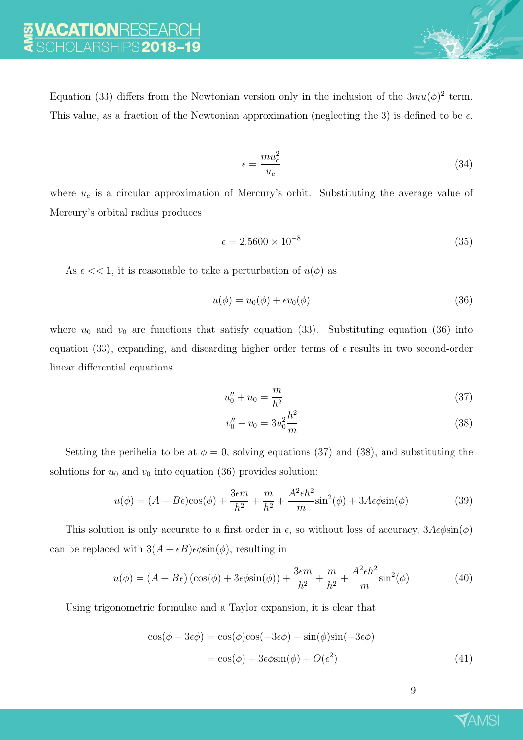Equation (33) differs from the Newtonian version only in the inclusion of the $3mu(\phi)^2$ term. This value, as a fraction of the Newtonian approximation (neglecting the 3) is defined to be $\epsilon$.

$$\epsilon = \frac{mu_c^2}{u_c} \tag{34}$$

where $u_c$ is a circular approximation of Mercury's orbit. Substituting the average value of Mercury's orbital radius produces

$$\epsilon = 2.5600 \times 10^{-8} \tag{35}$$

As $\epsilon << 1$, it is reasonable to take a perturbation of $u(\phi)$ as

$$u(\phi) = u_0(\phi) + \epsilon v_0(\phi) \tag{36}$$

where $u_0$ and $v_0$ are functions that satisfy equation (33). Substituting equation (36) into equation (33), expanding, and discarding higher order terms of $\epsilon$ results in two second-order linear differential equations.

$$u_0'' + u_0 = \frac{m}{h^2} \tag{37}$$

$$v_0'' + v_0 = 3u_0^2 \frac{h^2}{m} \tag{38}$$

Setting the perihelia to be at $\phi = 0$, solving equations (37) and (38), and substituting the solutions for $u_0$ and $v_0$ into equation (36) provides solution:

$$u(\phi) = (A + B\epsilon)\cos(\phi) + \frac{3\epsilon m}{h^2} + \frac{m}{h^2} + \frac{A^2 \epsilon h^2}{m}\sin^2(\phi) + 3A\epsilon\phi\sin(\phi) \tag{39}$$

This solution is only accurate to a first order in $\epsilon$, so without loss of accuracy, $3A\epsilon\phi\sin(\phi)$ can be replaced with $3(A + \epsilon B)\epsilon\phi\sin(\phi)$, resulting in

$$u(\phi) = (A + B\epsilon)\left(\cos(\phi) + 3\epsilon\phi\sin(\phi)\right) + \frac{3\epsilon m}{h^2} + \frac{m}{h^2} + \frac{A^2 \epsilon h^2}{m}\sin^2(\phi) \tag{40}$$

Using trigonometric formulae and a Taylor expansion, it is clear that

$$\begin{aligned}\cos(\phi - 3\epsilon\phi) &= \cos(\phi)\cos(-3\epsilon\phi) - \sin(\phi)\sin(-3\epsilon\phi) \\ &= \cos(\phi) + 3\epsilon\phi\sin(\phi) + O(\epsilon^2)\end{aligned} \tag{41}$$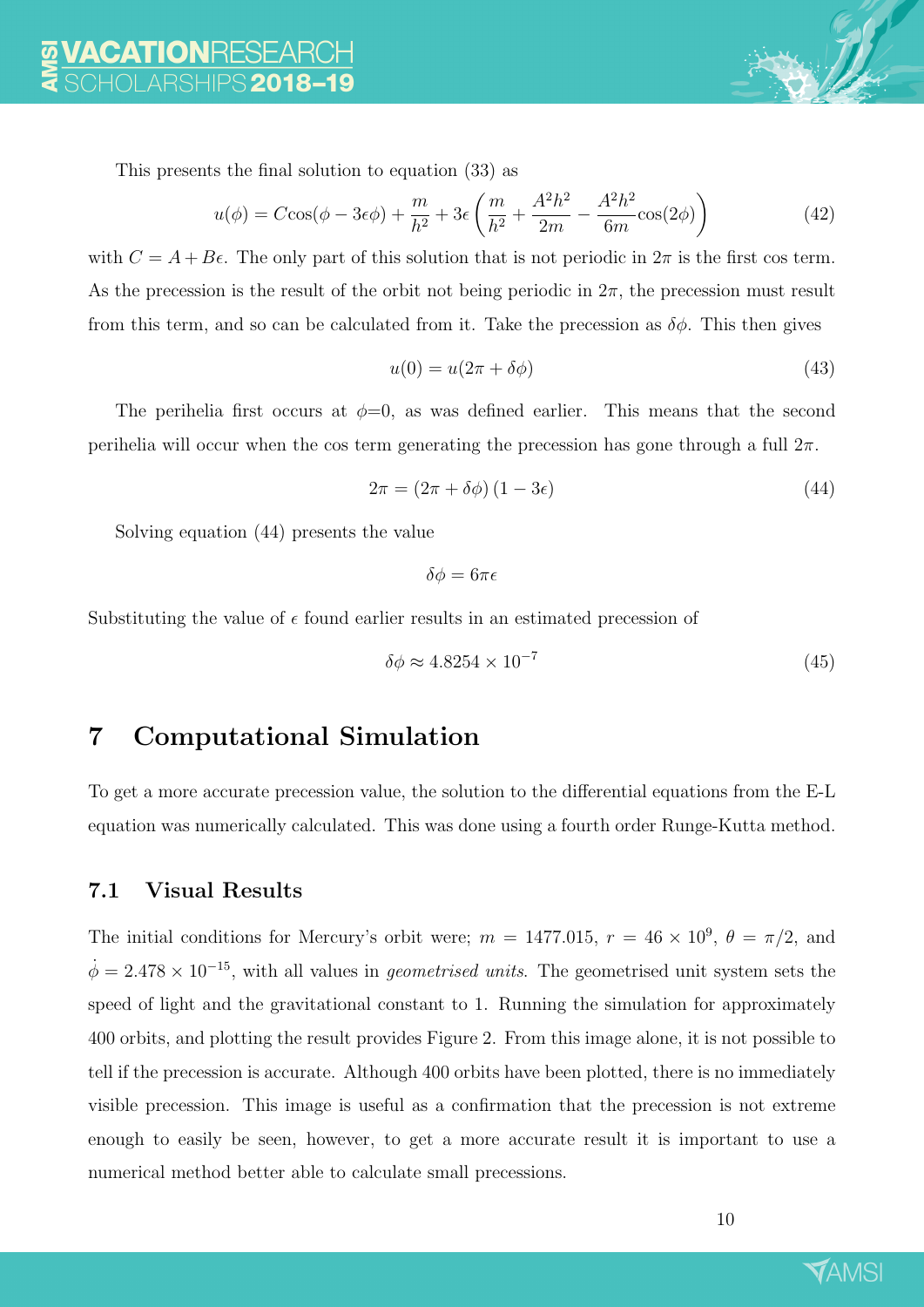This presents the final solution to equation (33) as

$$u(\phi) = C\cos(\phi - 3\epsilon\phi) + \frac{m}{h^2} + 3\epsilon\left(\frac{m}{h^2} + \frac{A^2h^2}{2m} - \frac{A^2h^2}{6m}\cos(2\phi)\right) \tag{42}$$

with $C = A + B\epsilon$. The only part of this solution that is not periodic in $2\pi$ is the first cos term. As the precession is the result of the orbit not being periodic in $2\pi$, the precession must result from this term, and so can be calculated from it. Take the precession as $\delta\phi$. This then gives

$$u(0) = u(2\pi + \delta\phi) \tag{43}$$

The perihelia first occurs at $\phi$=0, as was defined earlier. This means that the second perihelia will occur when the cos term generating the precession has gone through a full $2\pi$.

$$2\pi = (2\pi + \delta\phi)(1 - 3\epsilon) \tag{44}$$

Solving equation (44) presents the value

$$\delta\phi = 6\pi\epsilon$$

Substituting the value of $\epsilon$ found earlier results in an estimated precession of

$$\delta\phi \approx 4.8254 \times 10^{-7} \tag{45}$$

## 7 Computational Simulation

To get a more accurate precession value, the solution to the differential equations from the E-L equation was numerically calculated. This was done using a fourth order Runge-Kutta method.

### 7.1 Visual Results

The initial conditions for Mercury's orbit were; $m = 1477.015$, $r = 46 \times 10^9$, $\theta = \pi/2$, and $\dot{\phi} = 2.478 \times 10^{-15}$, with all values in *geometrised units*. The geometrised unit system sets the speed of light and the gravitational constant to 1. Running the simulation for approximately 400 orbits, and plotting the result provides Figure 2. From this image alone, it is not possible to tell if the precession is accurate. Although 400 orbits have been plotted, there is no immediately visible precession. This image is useful as a confirmation that the precession is not extreme enough to easily be seen, however, to get a more accurate result it is important to use a numerical method better able to calculate small precessions.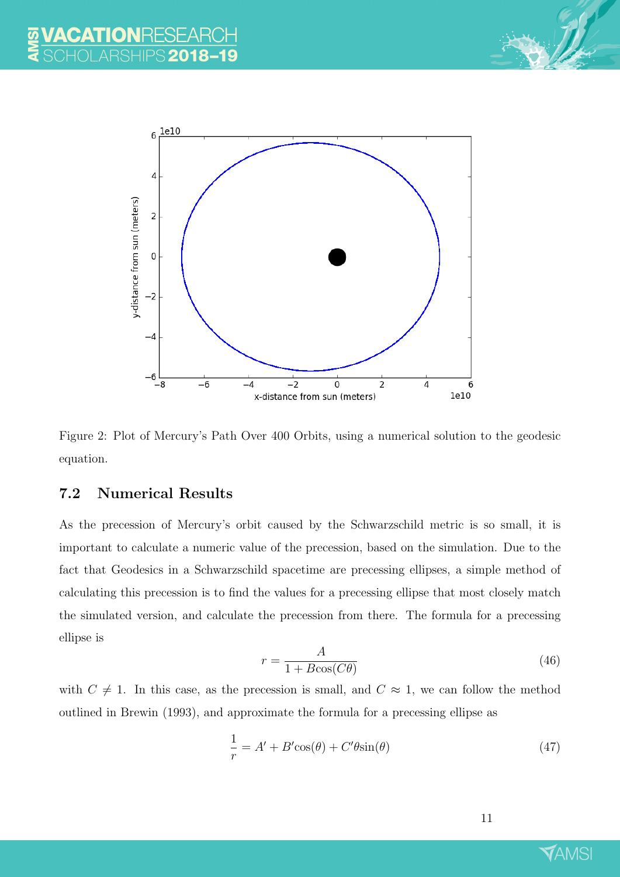Figure 2: Plot of Mercury's Path Over 400 Orbits, using a numerical solution to the geodesic equation.

### 7.2 Numerical Results

As the precession of Mercury's orbit caused by the Schwarzschild metric is so small, it is important to calculate a numeric value of the precession, based on the simulation. Due to the fact that Geodesics in a Schwarzschild spacetime are precessing ellipses, a simple method of calculating this precession is to find the values for a precessing ellipse that most closely match the simulated version, and calculate the precession from there. The formula for a precessing ellipse is

$$r = \frac{A}{1 + B\cos(C\theta)} \tag{46}$$

with $C \neq 1$. In this case, as the precession is small, and $C \approx 1$, we can follow the method outlined in Brewin (1993), and approximate the formula for a precessing ellipse as

$$\frac{1}{r} = A' + B'\cos(\theta) + C'\theta\sin(\theta) \tag{47}$$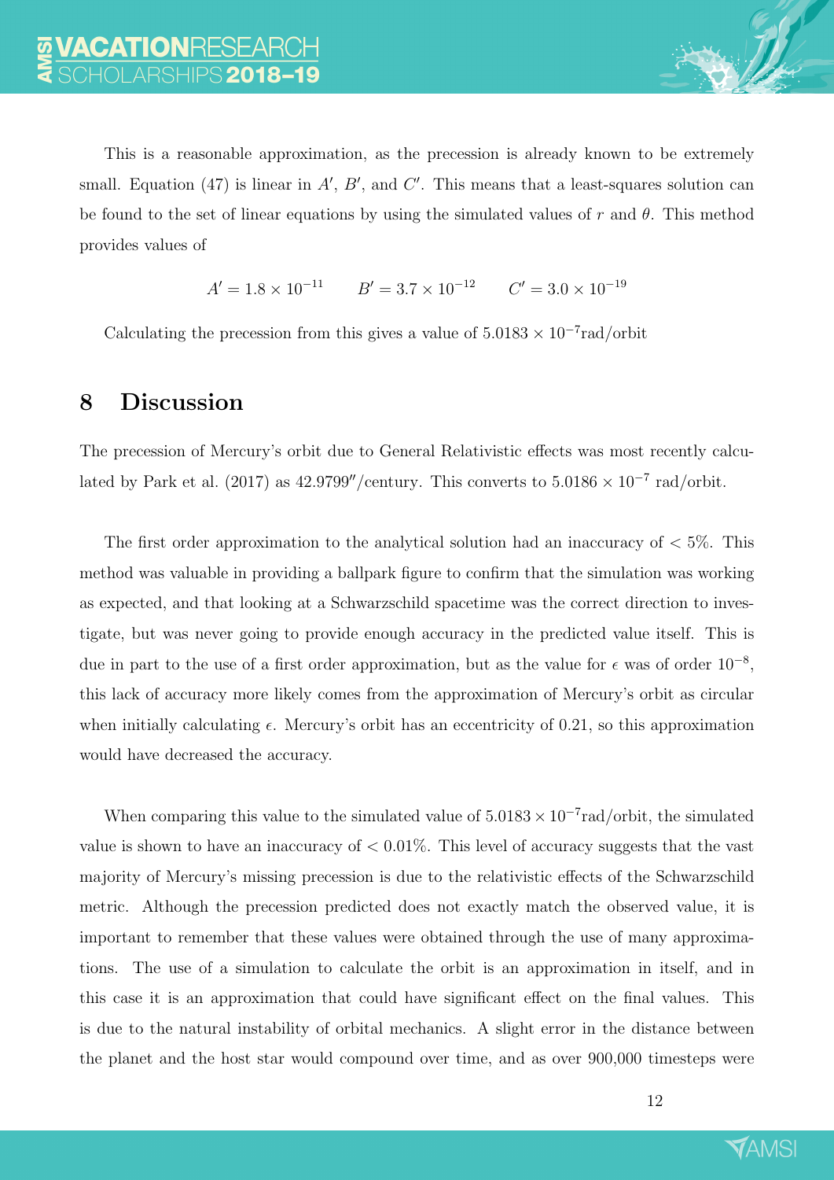This is a reasonable approximation, as the precession is already known to be extremely small. Equation (47) is linear in $A'$, $B'$, and $C'$. This means that a least-squares solution can be found to the set of linear equations by using the simulated values of $r$ and $\theta$. This method provides values of

$$A' = 1.8 \times 10^{-11} \qquad B' = 3.7 \times 10^{-12} \qquad C' = 3.0 \times 10^{-19}$$

Calculating the precession from this gives a value of $5.0183 \times 10^{-7}$rad/orbit

## 8 Discussion

The precession of Mercury's orbit due to General Relativistic effects was most recently calculated by Park et al. (2017) as $42.9799''$/century. This converts to $5.0186 \times 10^{-7}$ rad/orbit.

The first order approximation to the analytical solution had an inaccuracy of $< 5\%$. This method was valuable in providing a ballpark figure to confirm that the simulation was working as expected, and that looking at a Schwarzschild spacetime was the correct direction to investigate, but was never going to provide enough accuracy in the predicted value itself. This is due in part to the use of a first order approximation, but as the value for $\epsilon$ was of order $10^{-8}$, this lack of accuracy more likely comes from the approximation of Mercury's orbit as circular when initially calculating $\epsilon$. Mercury's orbit has an eccentricity of 0.21, so this approximation would have decreased the accuracy.

When comparing this value to the simulated value of $5.0183 \times 10^{-7}$rad/orbit, the simulated value is shown to have an inaccuracy of $< 0.01\%$. This level of accuracy suggests that the vast majority of Mercury's missing precession is due to the relativistic effects of the Schwarzschild metric. Although the precession predicted does not exactly match the observed value, it is important to remember that these values were obtained through the use of many approximations. The use of a simulation to calculate the orbit is an approximation in itself, and in this case it is an approximation that could have significant effect on the final values. This is due to the natural instability of orbital mechanics. A slight error in the distance between the planet and the host star would compound over time, and as over 900,000 timesteps were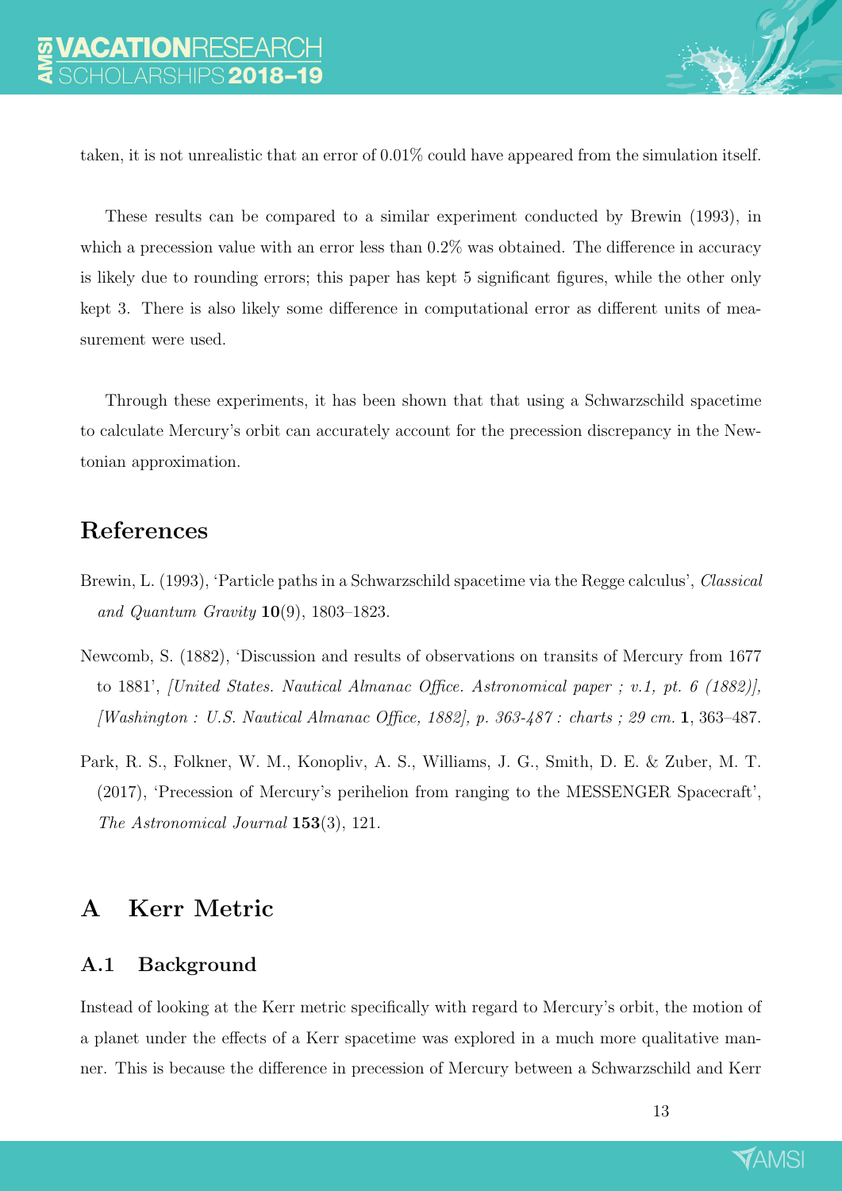taken, it is not unrealistic that an error of 0.01% could have appeared from the simulation itself.

These results can be compared to a similar experiment conducted by Brewin (1993), in which a precession value with an error less than 0.2% was obtained. The difference in accuracy is likely due to rounding errors; this paper has kept 5 significant figures, while the other only kept 3. There is also likely some difference in computational error as different units of measurement were used.

Through these experiments, it has been shown that that using a Schwarzschild spacetime to calculate Mercury's orbit can accurately account for the precession discrepancy in the Newtonian approximation.

## References

Brewin, L. (1993), 'Particle paths in a Schwarzschild spacetime via the Regge calculus', *Classical and Quantum Gravity* **10**(9), 1803–1823.

Newcomb, S. (1882), 'Discussion and results of observations on transits of Mercury from 1677 to 1881', *[United States. Nautical Almanac Office. Astronomical paper ; v.1, pt. 6 (1882)], [Washington : U.S. Nautical Almanac Office, 1882], p. 363-487 : charts ; 29 cm.* **1**, 363–487.

Park, R. S., Folkner, W. M., Konopliv, A. S., Williams, J. G., Smith, D. E. & Zuber, M. T. (2017), 'Precession of Mercury's perihelion from ranging to the MESSENGER Spacecraft', *The Astronomical Journal* **153**(3), 121.

# A Kerr Metric

## A.1 Background

Instead of looking at the Kerr metric specifically with regard to Mercury's orbit, the motion of a planet under the effects of a Kerr spacetime was explored in a much more qualitative manner. This is because the difference in precession of Mercury between a Schwarzschild and Kerr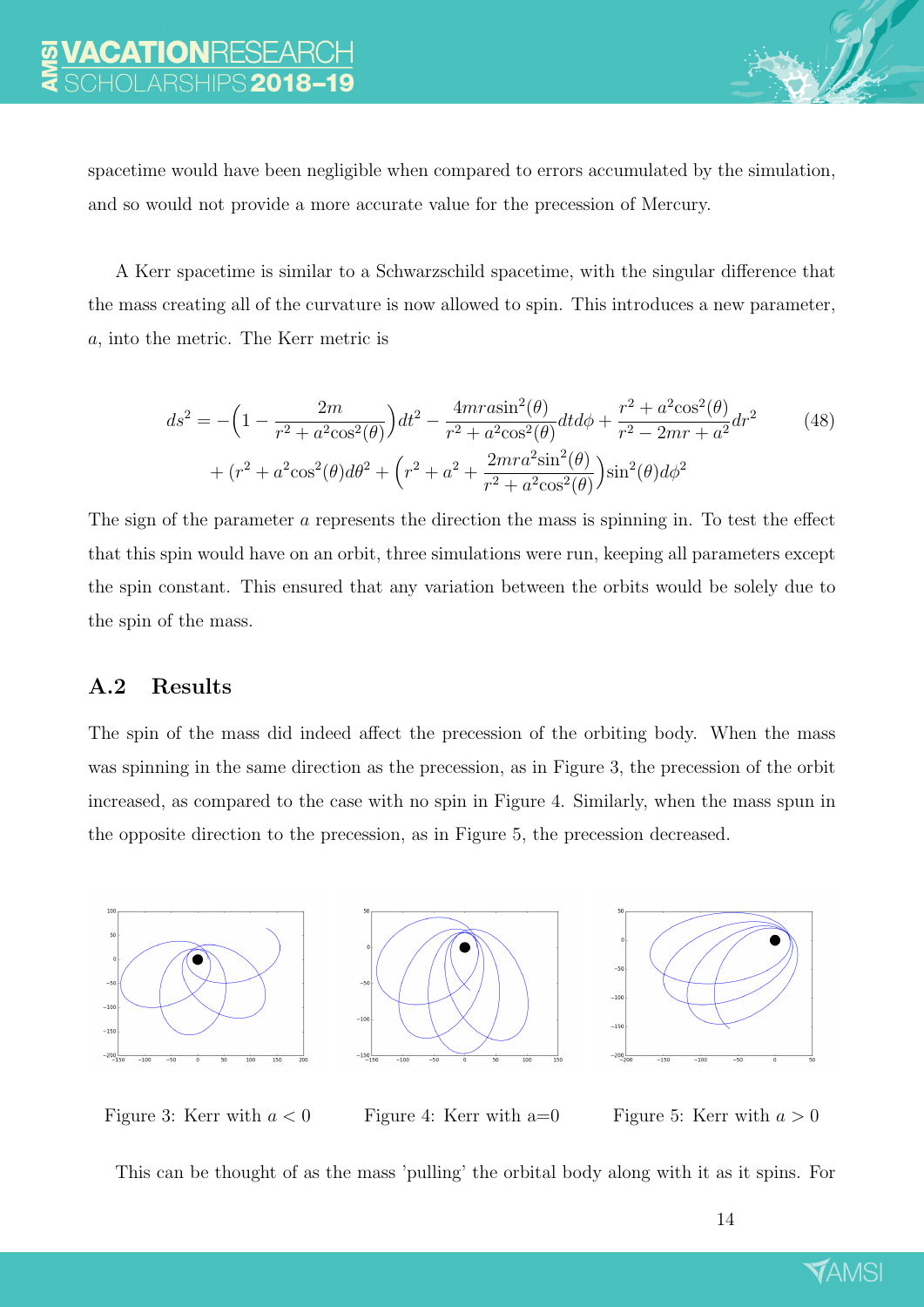spacetime would have been negligible when compared to errors accumulated by the simulation, and so would not provide a more accurate value for the precession of Mercury.

A Kerr spacetime is similar to a Schwarzschild spacetime, with the singular difference that the mass creating all of the curvature is now allowed to spin. This introduces a new parameter, $a$, into the metric. The Kerr metric is

$$ds^2 = -\Big(1 - \frac{2m}{r^2 + a^2\cos^2(\theta)}\Big)dt^2 - \frac{4mra\sin^2(\theta)}{r^2 + a^2\cos^2(\theta)}dtd\phi + \frac{r^2 + a^2\cos^2(\theta)}{r^2 - 2mr + a^2}dr^2 + (r^2 + a^2\cos^2(\theta)d\theta^2 + \Big(r^2 + a^2 + \frac{2mra^2\sin^2(\theta)}{r^2 + a^2\cos^2(\theta)}\Big)\sin^2(\theta)d\phi^2 \tag{48}$$

The sign of the parameter $a$ represents the direction the mass is spinning in. To test the effect that this spin would have on an orbit, three simulations were run, keeping all parameters except the spin constant. This ensured that any variation between the orbits would be solely due to the spin of the mass.

## A.2 Results

The spin of the mass did indeed affect the precession of the orbiting body. When the mass was spinning in the same direction as the precession, as in Figure 3, the precession of the orbit increased, as compared to the case with no spin in Figure 4. Similarly, when the mass spun in the opposite direction to the precession, as in Figure 5, the precession decreased.

Figure 3: Kerr with $a < 0$

Figure 4: Kerr with a=0

Figure 5: Kerr with $a > 0$

This can be thought of as the mass 'pulling' the orbital body along with it as it spins. For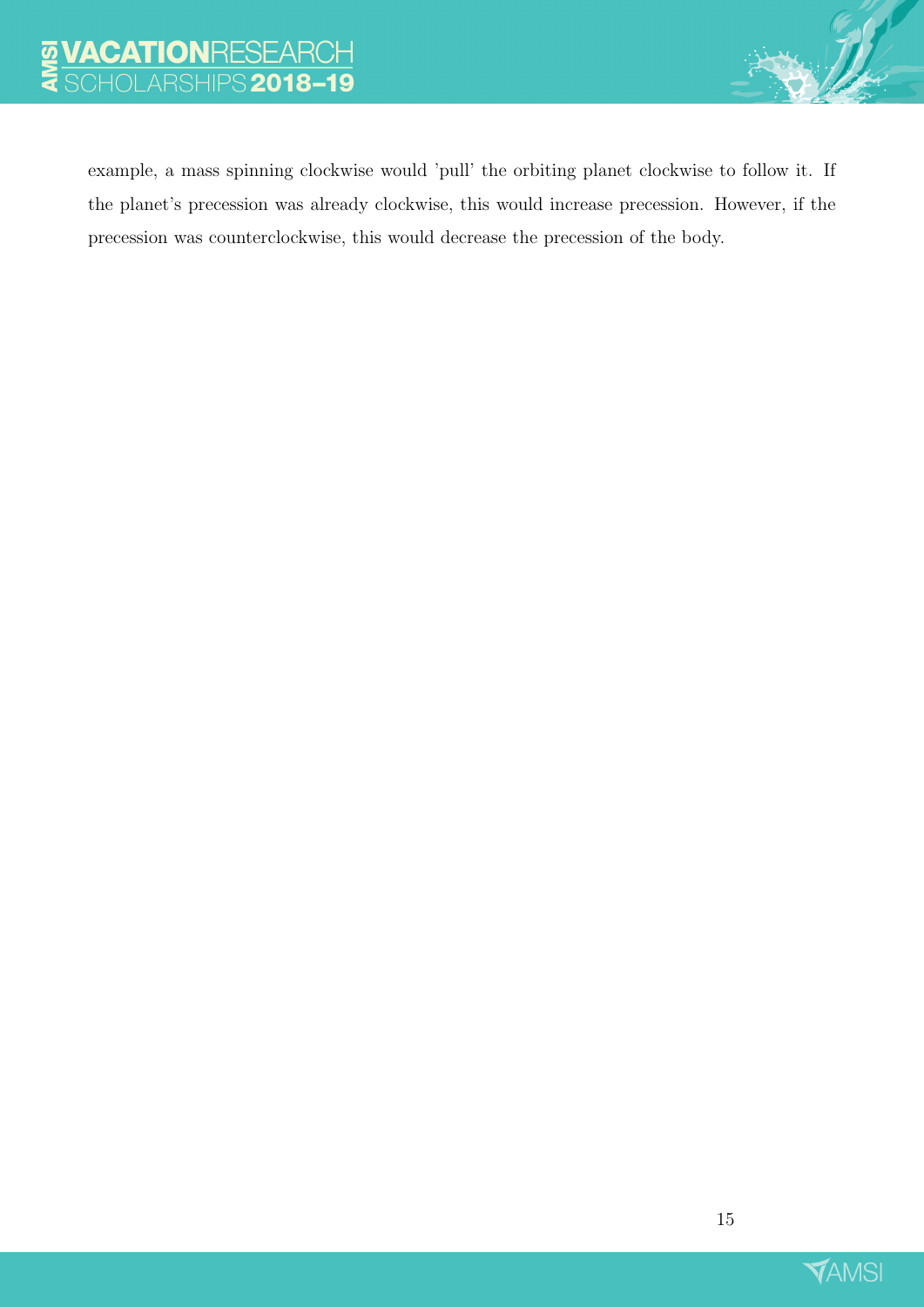example, a mass spinning clockwise would 'pull' the orbiting planet clockwise to follow it. If the planet's precession was already clockwise, this would increase precession. However, if the precession was counterclockwise, this would decrease the precession of the body.